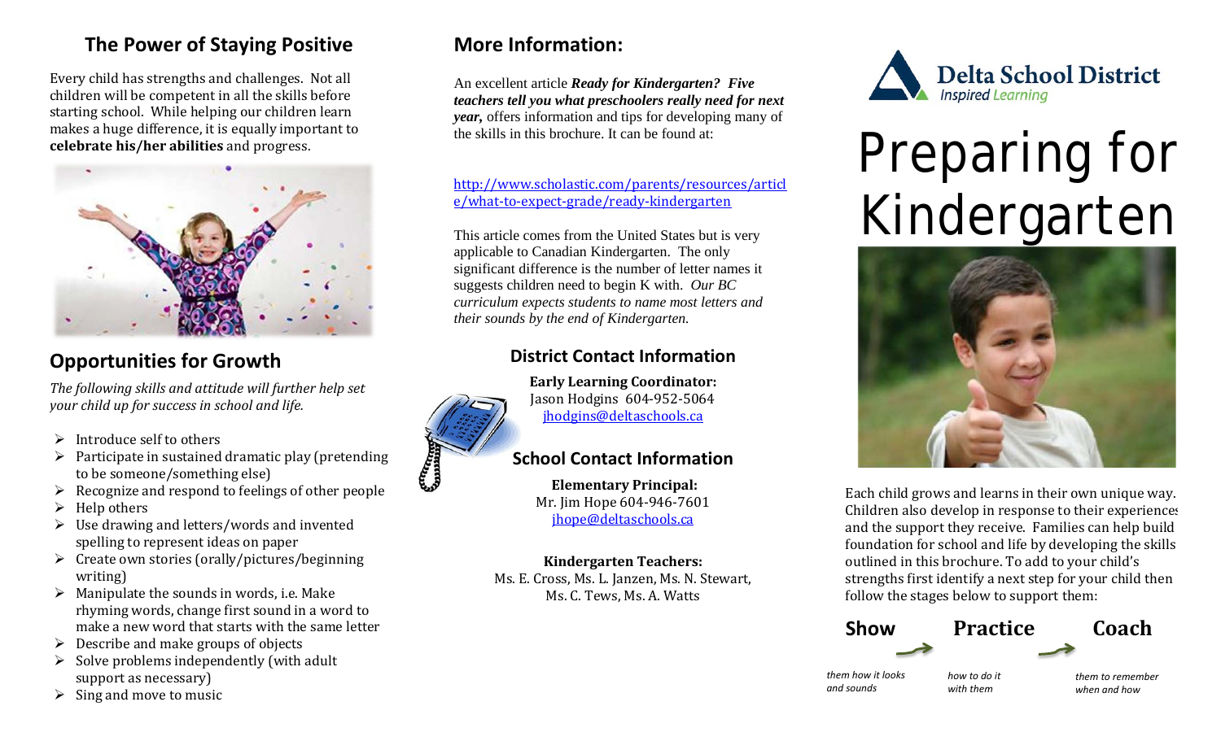## The Power of Staying Positive

Every child has strengths and challenges. Not all children will be competent in all the skills before starting school. While helping our children learn makes a huge difference, it is equally important to **celebrate his/her abilities** and progress.

## Opportunities for Growth

*The following skills and attitude will further help set your child up for success in school and life.*

- Introduce self to others
- Participate in sustained dramatic play (pretending to be someone/something else)
- Recognize and respond to feelings of other people
- Help others
- Use drawing and letters/words and invented spelling to represent ideas on paper
- Create own stories (orally/pictures/beginning writing)
- Manipulate the sounds in words, i.e. Make rhyming words, change first sound in a word to make a new word that starts with the same letter
- Describe and make groups of objects
- Solve problems independently (with adult support as necessary)
- Sing and move to music

## More Information:

An excellent article ***Ready for Kindergarten? Five teachers tell you what preschoolers really need for next year,*** offers information and tips for developing many of the skills in this brochure. It can be found at:

http://www.scholastic.com/parents/resources/article/what-to-expect-grade/ready-kindergarten

This article comes from the United States but is very applicable to Canadian Kindergarten. The only significant difference is the number of letter names it suggests children need to begin K with. *Our BC curriculum expects students to name most letters and their sounds by the end of Kindergarten.*

### District Contact Information

**Early Learning Coordinator:**
Jason Hodgins 604-952-5064
jhodgins@deltaschools.ca

### School Contact Information

**Elementary Principal:**
Mr. Jim Hope 604-946-7601
jhope@deltaschools.ca

**Kindergarten Teachers:**
Ms. E. Cross, Ms. L. Janzen, Ms. N. Stewart, Ms. C. Tews, Ms. A. Watts

**Delta School District**
*Inspired Learning*

# Preparing for Kindergarten

Each child grows and learns in their own unique way. Children also develop in response to their experiences and the support they receive. Families can help build foundation for school and life by developing the skills outlined in this brochure. To add to your child's strengths first identify a next step for your child then follow the stages below to support them:

**Show** → **Practice** → **Coach**

*them how it looks and sounds* — *how to do it with them* — *them to remember when and how*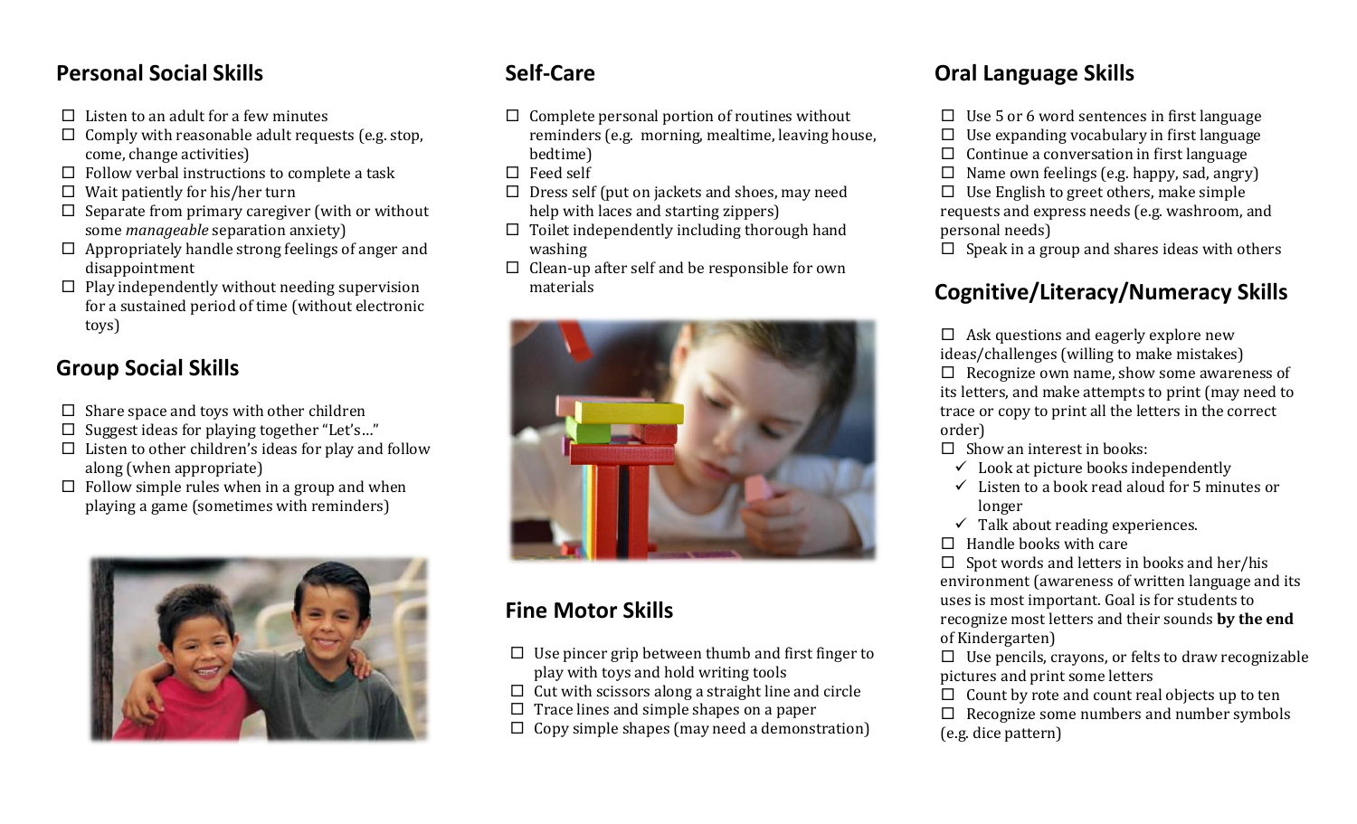## Personal Social Skills

- ☐ Listen to an adult for a few minutes
- ☐ Comply with reasonable adult requests (e.g. stop, come, change activities)
- ☐ Follow verbal instructions to complete a task
- ☐ Wait patiently for his/her turn
- ☐ Separate from primary caregiver (with or without some *manageable* separation anxiety)
- ☐ Appropriately handle strong feelings of anger and disappointment
- ☐ Play independently without needing supervision for a sustained period of time (without electronic toys)

## Group Social Skills

- ☐ Share space and toys with other children
- ☐ Suggest ideas for playing together "Let's…"
- ☐ Listen to other children's ideas for play and follow along (when appropriate)
- ☐ Follow simple rules when in a group and when playing a game (sometimes with reminders)

## Self-Care

- ☐ Complete personal portion of routines without reminders (e.g. morning, mealtime, leaving house, bedtime)
- ☐ Feed self
- ☐ Dress self (put on jackets and shoes, may need help with laces and starting zippers)
- ☐ Toilet independently including thorough hand washing
- ☐ Clean-up after self and be responsible for own materials

## Fine Motor Skills

- ☐ Use pincer grip between thumb and first finger to play with toys and hold writing tools
- ☐ Cut with scissors along a straight line and circle
- ☐ Trace lines and simple shapes on a paper
- ☐ Copy simple shapes (may need a demonstration)

## Oral Language Skills

- ☐ Use 5 or 6 word sentences in first language
- ☐ Use expanding vocabulary in first language
- ☐ Continue a conversation in first language
- ☐ Name own feelings (e.g. happy, sad, angry)
- ☐ Use English to greet others, make simple requests and express needs (e.g. washroom, and personal needs)
- ☐ Speak in a group and shares ideas with others

## Cognitive/Literacy/Numeracy Skills

- ☐ Ask questions and eagerly explore new ideas/challenges (willing to make mistakes)
- ☐ Recognize own name, show some awareness of its letters, and make attempts to print (may need to trace or copy to print all the letters in the correct order)
- ☐ Show an interest in books:
  - ✓ Look at picture books independently
  - ✓ Listen to a book read aloud for 5 minutes or longer
  - ✓ Talk about reading experiences.
- ☐ Handle books with care
- ☐ Spot words and letters in books and her/his environment (awareness of written language and its uses is most important. Goal is for students to recognize most letters and their sounds **by the end** of Kindergarten)
- ☐ Use pencils, crayons, or felts to draw recognizable pictures and print some letters
- ☐ Count by rote and count real objects up to ten
- ☐ Recognize some numbers and number symbols (e.g. dice pattern)